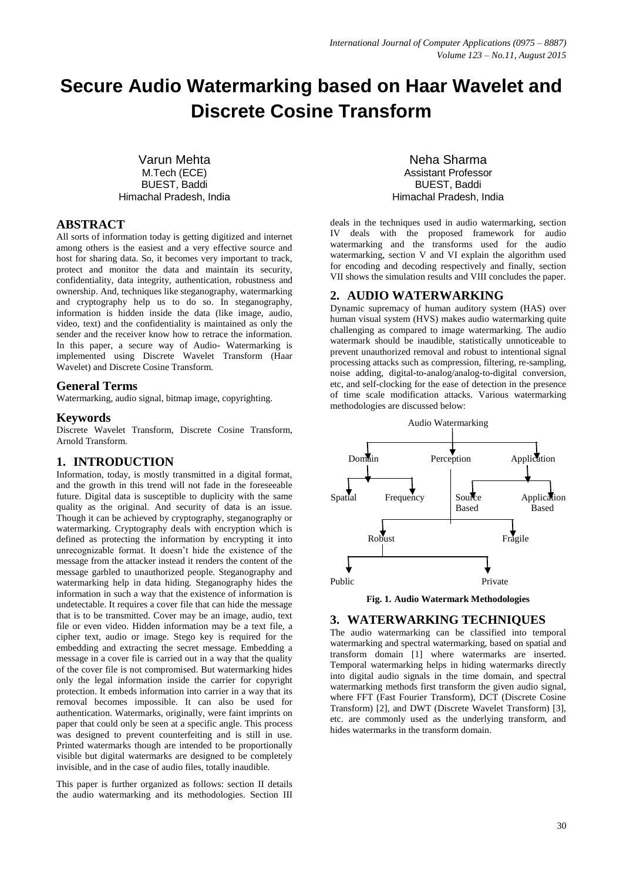# Secure Audio Watermarking based on Haar Wavelet and Discrete Cosine Transform

Varun Mehta
M.Tech (ECE)
BUEST, Baddi
Himachal Pradesh, India

Neha Sharma
Assistant Professor
BUEST, Baddi
Himachal Pradesh, India

## ABSTRACT

All sorts of information today is getting digitized and internet among others is the easiest and a very effective source and host for sharing data. So, it becomes very important to track, protect and monitor the data and maintain its security, confidentiality, data integrity, authentication, robustness and ownership. And, techniques like steganography, watermarking and cryptography help us to do so. In steganography, information is hidden inside the data (like image, audio, video, text) and the confidentiality is maintained as only the sender and the receiver know how to retrace the information. In this paper, a secure way of Audio- Watermarking is implemented using Discrete Wavelet Transform (Haar Wavelet) and Discrete Cosine Transform.

### General Terms

Watermarking, audio signal, bitmap image, copyrighting.

### Keywords

Discrete Wavelet Transform, Discrete Cosine Transform, Arnold Transform.

## 1. INTRODUCTION

Information, today, is mostly transmitted in a digital format, and the growth in this trend will not fade in the foreseeable future. Digital data is susceptible to duplicity with the same quality as the original. And security of data is an issue. Though it can be achieved by cryptography, steganography or watermarking. Cryptography deals with encryption which is defined as protecting the information by encrypting it into unrecognizable format. It doesn't hide the existence of the message from the attacker instead it renders the content of the message garbled to unauthorized people. Steganography and watermarking help in data hiding. Steganography hides the information in such a way that the existence of information is undetectable. It requires a cover file that can hide the message that is to be transmitted. Cover may be an image, audio, text file or even video. Hidden information may be a text file, a cipher text, audio or image. Stego key is required for the embedding and extracting the secret message. Embedding a message in a cover file is carried out in a way that the quality of the cover file is not compromised. But watermarking hides only the legal information inside the carrier for copyright protection. It embeds information into carrier in a way that its removal becomes impossible. It can also be used for authentication. Watermarks, originally, were faint imprints on paper that could only be seen at a specific angle. This process was designed to prevent counterfeiting and is still in use. Printed watermarks though are intended to be proportionally visible but digital watermarks are designed to be completely invisible, and in the case of audio files, totally inaudible.

This paper is further organized as follows: section II details the audio watermarking and its methodologies. Section III deals in the techniques used in audio watermarking, section IV deals with the proposed framework for audio watermarking and the transforms used for the audio watermarking, section V and VI explain the algorithm used for encoding and decoding respectively and finally, section VII shows the simulation results and VIII concludes the paper.

## 2. AUDIO WATERWARKING

Dynamic supremacy of human auditory system (HAS) over human visual system (HVS) makes audio watermarking quite challenging as compared to image watermarking. The audio watermark should be inaudible, statistically unnoticeable to prevent unauthorized removal and robust to intentional signal processing attacks such as compression, filtering, re-sampling, noise adding, digital-to-analog/analog-to-digital conversion, etc, and self-clocking for the ease of detection in the presence of time scale modification attacks. Various watermarking methodologies are discussed below:

Audio Watermarking
- Domain
  - Spatial
  - Frequency
- Perception
  - Robust
    - Public
    - Private
  - Fragile
- Application
  - Source Based
  - Application Based

**Fig. 1. Audio Watermark Methodologies**

## 3. WATERWARKING TECHNIQUES

The audio watermarking can be classified into temporal watermarking and spectral watermarking, based on spatial and transform domain [1] where watermarks are inserted. Temporal watermarking helps in hiding watermarks directly into digital audio signals in the time domain, and spectral watermarking methods first transform the given audio signal, where FFT (Fast Fourier Transform), DCT (Discrete Cosine Transform) [2], and DWT (Discrete Wavelet Transform) [3], etc. are commonly used as the underlying transform, and hides watermarks in the transform domain.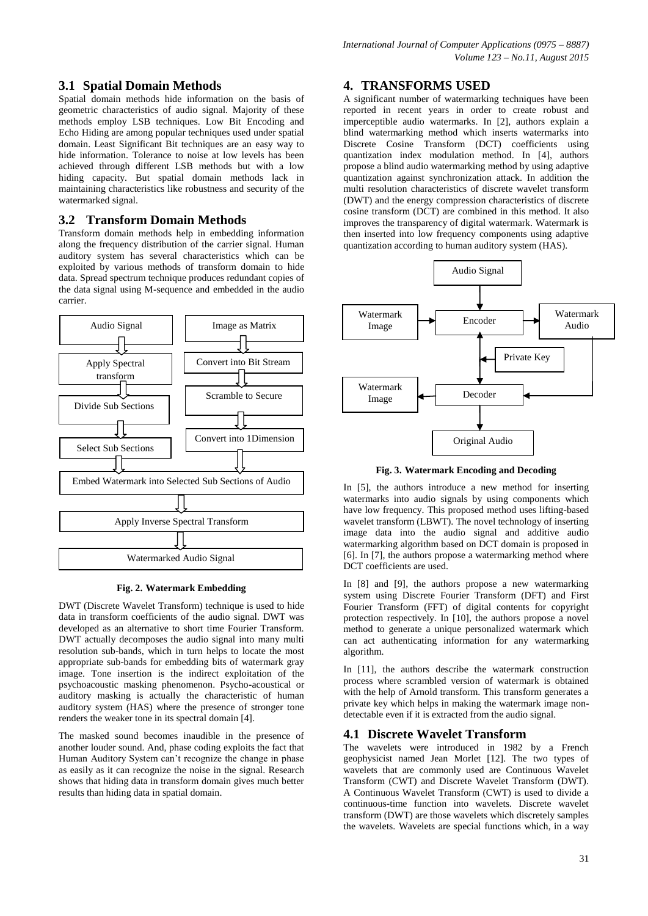### 3.1 Spatial Domain Methods

Spatial domain methods hide information on the basis of geometric characteristics of audio signal. Majority of these methods employ LSB techniques. Low Bit Encoding and Echo Hiding are among popular techniques used under spatial domain. Least Significant Bit techniques are an easy way to hide information. Tolerance to noise at low levels has been achieved through different LSB methods but with a low hiding capacity. But spatial domain methods lack in maintaining characteristics like robustness and security of the watermarked signal.

### 3.2 Transform Domain Methods

Transform domain methods help in embedding information along the frequency distribution of the carrier signal. Human auditory system has several characteristics which can be exploited by various methods of transform domain to hide data. Spread spectrum technique produces redundant copies of the data signal using M-sequence and embedded in the audio carrier.

Audio Signal → Apply Spectral transform → Divide Sub Sections → Select Sub Sections

Image as Matrix → Convert into Bit Stream → Scramble to Secure → Convert into 1Dimension

→ Embed Watermark into Selected Sub Sections of Audio → Apply Inverse Spectral Transform → Watermarked Audio Signal

**Fig. 2. Watermark Embedding**

DWT (Discrete Wavelet Transform) technique is used to hide data in transform coefficients of the audio signal. DWT was developed as an alternative to short time Fourier Transform. DWT actually decomposes the audio signal into many multi resolution sub-bands, which in turn helps to locate the most appropriate sub-bands for embedding bits of watermark gray image. Tone insertion is the indirect exploitation of the psychoacoustic masking phenomenon. Psycho-acoustical or auditory masking is actually the characteristic of human auditory system (HAS) where the presence of stronger tone renders the weaker tone in its spectral domain [4].

The masked sound becomes inaudible in the presence of another louder sound. And, phase coding exploits the fact that Human Auditory System can't recognize the change in phase as easily as it can recognize the noise in the signal. Research shows that hiding data in transform domain gives much better results than hiding data in spatial domain.

## 4. TRANSFORMS USED

A significant number of watermarking techniques have been reported in recent years in order to create robust and imperceptible audio watermarks. In [2], authors explain a blind watermarking method which inserts watermarks into Discrete Cosine Transform (DCT) coefficients using quantization index modulation method. In [4], authors propose a blind audio watermarking method by using adaptive quantization against synchronization attack. In addition the multi resolution characteristics of discrete wavelet transform (DWT) and the energy compression characteristics of discrete cosine transform (DCT) are combined in this method. It also improves the transparency of digital watermark. Watermark is then inserted into low frequency components using adaptive quantization according to human auditory system (HAS).

Audio Signal → Encoder; Watermark Image → Encoder; Encoder → Watermark Audio; Private Key → Encoder / Decoder; Watermark Audio → Decoder; Decoder → Watermark Image; Decoder → Original Audio

**Fig. 3. Watermark Encoding and Decoding**

In [5], the authors introduce a new method for inserting watermarks into audio signals by using components which have low frequency. This proposed method uses lifting-based wavelet transform (LBWT). The novel technology of inserting image data into the audio signal and additive audio watermarking algorithm based on DCT domain is proposed in [6]. In [7], the authors propose a watermarking method where DCT coefficients are used.

In [8] and [9], the authors propose a new watermarking system using Discrete Fourier Transform (DFT) and First Fourier Transform (FFT) of digital contents for copyright protection respectively. In [10], the authors propose a novel method to generate a unique personalized watermark which can act authenticating information for any watermarking algorithm.

In [11], the authors describe the watermark construction process where scrambled version of watermark is obtained with the help of Arnold transform. This transform generates a private key which helps in making the watermark image non-detectable even if it is extracted from the audio signal.

### 4.1 Discrete Wavelet Transform

The wavelets were introduced in 1982 by a French geophysicist named Jean Morlet [12]. The two types of wavelets that are commonly used are Continuous Wavelet Transform (CWT) and Discrete Wavelet Transform (DWT). A Continuous Wavelet Transform (CWT) is used to divide a continuous-time function into wavelets. Discrete wavelet transform (DWT) are those wavelets which discretely samples the wavelets. Wavelets are special functions which, in a way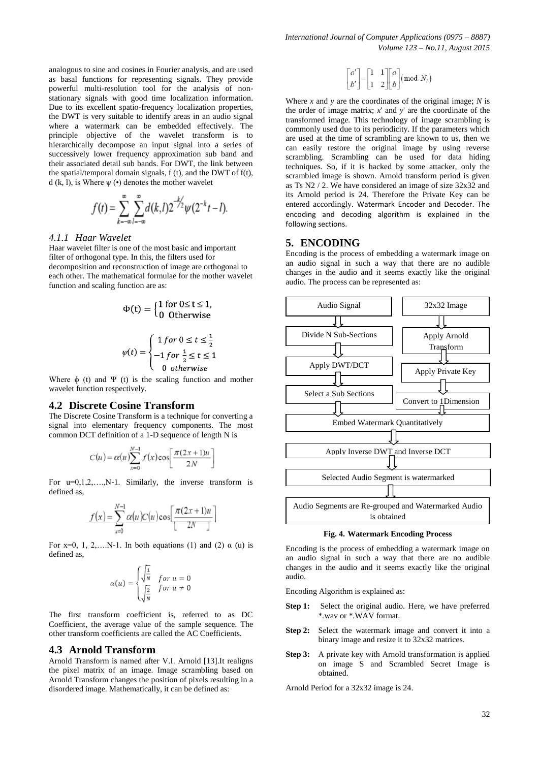analogous to sine and cosines in Fourier analysis, and are used as basal functions for representing signals. They provide powerful multi-resolution tool for the analysis of non-stationary signals with good time localization information. Due to its excellent spatio-frequency localization properties, the DWT is very suitable to identify areas in an audio signal where a watermark can be embedded effectively. The principle objective of the wavelet transform is to hierarchically decompose an input signal into a series of successively lower frequency approximation sub band and their associated detail sub bands. For DWT, the link between the spatial/temporal domain signals, f (t), and the DWT of f(t), d (k, l), is Where ψ (•) denotes the mother wavelet

$$f(t) = \sum_{k=-\infty}^{\infty} \sum_{l=-\infty}^{\infty} d(k,l) 2^{-k/2} \psi(2^{-k}t - l).$$

#### *4.1.1 Haar Wavelet*

Haar wavelet filter is one of the most basic and important filter of orthogonal type. In this, the filters used for decomposition and reconstruction of image are orthogonal to each other. The mathematical formulae for the mother wavelet function and scaling function are as:

$$\Phi(t) = \begin{cases} 1 \text{ for } 0 \leq t \leq 1, \\ 0 \text{ Otherwise} \end{cases}$$

$$\psi(t) = \begin{cases} 1 \; for \; 0 \leq t \leq \frac{1}{2} \\ -1 \; for \; \frac{1}{2} \leq t \leq 1 \\ 0 \; otherwise \end{cases}$$

Where ϕ (t) and Ψ (t) is the scaling function and mother wavelet function respectively.

## 4.2 Discrete Cosine Transform

The Discrete Cosine Transform is a technique for converting a signal into elementary frequency components. The most common DCT definition of a 1-D sequence of length N is

$$C(u) = \alpha(u) \sum_{x=0}^{N-1} f(x) \cos\left[\frac{\pi(2x+1)u}{2N}\right]$$

For u=0,1,2,….,N-1. Similarly, the inverse transform is defined as,

$$f(x) = \sum_{u=0}^{N-1} \alpha(u) C(u) \cos\left[\frac{\pi(2x+1)u}{2N}\right]$$

For x=0, 1, 2,….N-1. In both equations (1) and (2) α (u) is defined as,

$$\alpha(u) = \begin{cases} \sqrt{\frac{1}{N}} & for \; u = 0 \\ \sqrt{\frac{2}{N}} & for \; u \neq 0 \end{cases}$$

The first transform coefficient is, referred to as DC Coefficient, the average value of the sample sequence. The other transform coefficients are called the AC Coefficients.

## 4.3 Arnold Transform

Arnold Transform is named after V.I. Arnold [13].It realigns the pixel matrix of an image. Image scrambling based on Arnold Transform changes the position of pixels resulting in a disordered image. Mathematically, it can be defined as:

$$\begin{bmatrix} a' \\ b' \end{bmatrix} = \begin{bmatrix} 1 & 1 \\ 1 & 2 \end{bmatrix} \begin{bmatrix} a \\ b \end{bmatrix} (\text{mod } N_i)$$

Where *x* and *y* are the coordinates of the original image; *N* is the order of image matrix; *x*' and *y*' are the coordinate of the transformed image. This technology of image scrambling is commonly used due to its periodicity. If the parameters which are used at the time of scrambling are known to us, then we can easily restore the original image by using reverse scrambling. Scrambling can be used for data hiding techniques. So, if it is hacked by some attacker, only the scrambled image is shown. Arnold transform period is given as Ts N2 / 2. We have considered an image of size 32x32 and its Arnold period is 24. Therefore the Private Key can be entered accordingly. Watermark Encoder and Decoder. The encoding and decoding algorithm is explained in the following sections.

# 5. ENCODING

Encoding is the process of embedding a watermark image on an audio signal in such a way that there are no audible changes in the audio and it seems exactly like the original audio. The process can be represented as:

Audio Signal → Divide N Sub-Sections → Apply DWT/DCT → Select a Sub Sections

32x32 Image → Apply Arnold Transform → Apply Private Key → Convert to 1Dimension

→ Embed Watermark Quantitatively → Apply Inverse DWT and Inverse DCT → Selected Audio Segment is watermarked → Audio Segments are Re-grouped and Watermarked Audio is obtained

**Fig. 4. Watermark Encoding Process**

Encoding is the process of embedding a watermark image on an audio signal in such a way that there are no audible changes in the audio and it seems exactly like the original audio.

Encoding Algorithm is explained as:

**Step 1:** Select the original audio. Here, we have preferred *.wav or *.WAV format.

**Step 2:** Select the watermark image and convert it into a binary image and resize it to 32x32 matrices.

**Step 3:** A private key with Arnold transformation is applied on image S and Scrambled Secret Image is obtained.

Arnold Period for a 32x32 image is 24.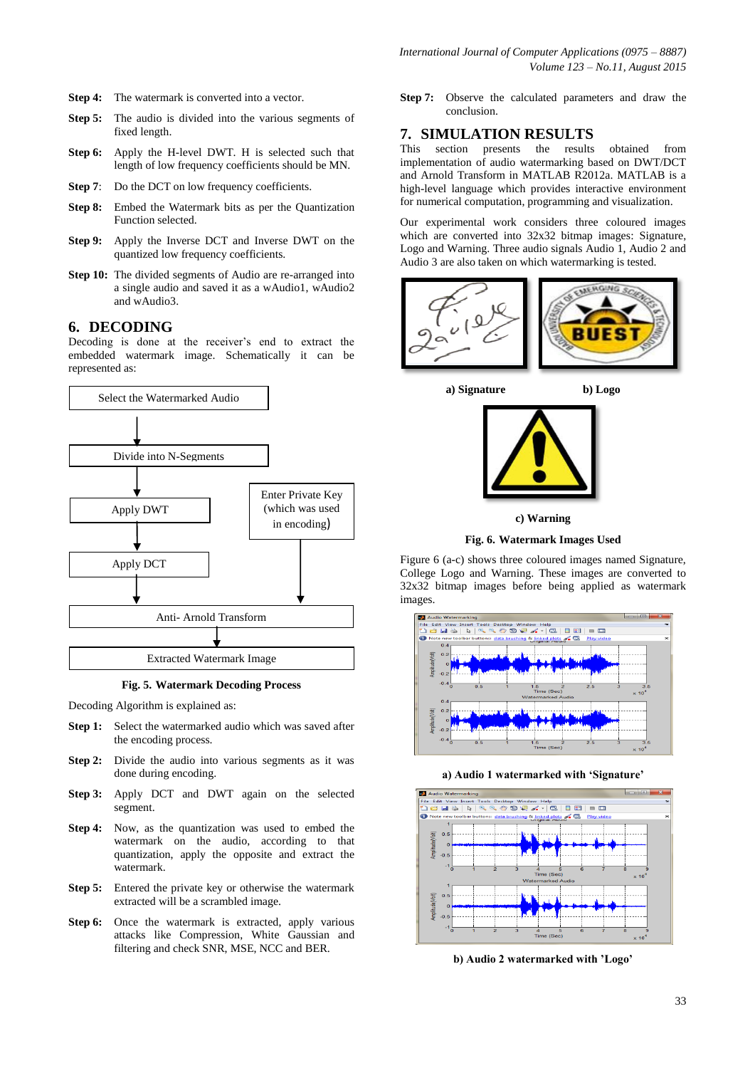**Step 4:** The watermark is converted into a vector.

**Step 5:** The audio is divided into the various segments of fixed length.

**Step 6:** Apply the H-level DWT. H is selected such that length of low frequency coefficients should be MN.

**Step 7**: Do the DCT on low frequency coefficients.

**Step 8:** Embed the Watermark bits as per the Quantization Function selected.

**Step 9:** Apply the Inverse DCT and Inverse DWT on the quantized low frequency coefficients.

**Step 10:** The divided segments of Audio are re-arranged into a single audio and saved it as a wAudio1, wAudio2 and wAudio3.

## 6. DECODING

Decoding is done at the receiver's end to extract the embedded watermark image. Schematically it can be represented as:

Select the Watermarked Audio → Divide into N-Segments → Apply DWT → Apply DCT → Anti- Arnold Transform → Extracted Watermark Image

Enter Private Key (which was used in encoding) → Anti- Arnold Transform

**Fig. 5. Watermark Decoding Process**

Decoding Algorithm is explained as:

**Step 1:** Select the watermarked audio which was saved after the encoding process.

**Step 2:** Divide the audio into various segments as it was done during encoding.

**Step 3:** Apply DCT and DWT again on the selected segment.

**Step 4:** Now, as the quantization was used to embed the watermark on the audio, according to that quantization, apply the opposite and extract the watermark.

**Step 5:** Entered the private key or otherwise the watermark extracted will be a scrambled image.

**Step 6:** Once the watermark is extracted, apply various attacks like Compression, White Gaussian and filtering and check SNR, MSE, NCC and BER.

**Step 7:** Observe the calculated parameters and draw the conclusion.

## 7. SIMULATION RESULTS

This section presents the results obtained from implementation of audio watermarking based on DWT/DCT and Arnold Transform in MATLAB R2012a. MATLAB is a high-level language which provides interactive environment for numerical computation, programming and visualization.

Our experimental work considers three coloured images which are converted into 32x32 bitmap images: Signature, Logo and Warning. Three audio signals Audio 1, Audio 2 and Audio 3 are also taken on which watermarking is tested.

a) Signature

b) Logo

c) Warning

**Fig. 6. Watermark Images Used**

Figure 6 (a-c) shows three coloured images named Signature, College Logo and Warning. These images are converted to 32x32 bitmap images before being applied as watermark images.

**a) Audio 1 watermarked with 'Signature'**

**b) Audio 2 watermarked with 'Logo'**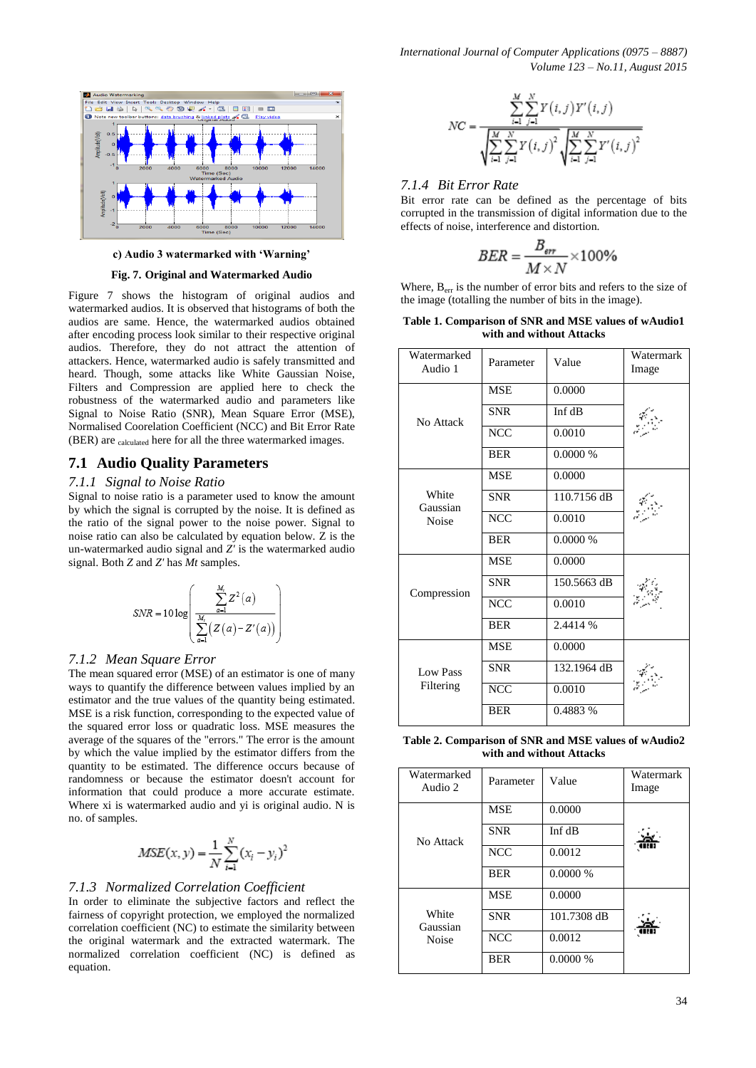c) Audio 3 watermarked with 'Warning'

**Fig. 7. Original and Watermarked Audio**

Figure 7 shows the histogram of original audios and watermarked audios. It is observed that histograms of both the audios are same. Hence, the watermarked audios obtained after encoding process look similar to their respective original audios. Therefore, they do not attract the attention of attackers. Hence, watermarked audio is safely transmitted and heard. Though, some attacks like White Gaussian Noise, Filters and Compression are applied here to check the robustness of the watermarked audio and parameters like Signal to Noise Ratio (SNR), Mean Square Error (MSE), Normalised Coorelation Coefficient (NCC) and Bit Error Rate (BER) are calculated here for all the three watermarked images.

## 7.1 Audio Quality Parameters

### 7.1.1 Signal to Noise Ratio

Signal to noise ratio is a parameter used to know the amount by which the signal is corrupted by the noise. It is defined as the ratio of the signal power to the noise power. Signal to noise ratio can also be calculated by equation below. Z is the un-watermarked audio signal and Z' is the watermarked audio signal. Both Z and Z' has Mt samples.

$$SNR = 10\log\left(\frac{\sum_{a=1}^{M_t} Z^2(a)}{\sum_{a=1}^{M_t}\left(Z(a)-Z'(a)\right)}\right)$$

### 7.1.2 Mean Square Error

The mean squared error (MSE) of an estimator is one of many ways to quantify the difference between values implied by an estimator and the true values of the quantity being estimated. MSE is a risk function, corresponding to the expected value of the squared error loss or quadratic loss. MSE measures the average of the squares of the "errors." The error is the amount by which the value implied by the estimator differs from the quantity to be estimated. The difference occurs because of randomness or because the estimator doesn't account for information that could produce a more accurate estimate. Where xi is watermarked audio and yi is original audio. N is no. of samples.

$$MSE(x,y) = \frac{1}{N}\sum_{i=1}^{N}(x_i - y_i)^2$$

### 7.1.3 Normalized Correlation Coefficient

In order to eliminate the subjective factors and reflect the fairness of copyright protection, we employed the normalized correlation coefficient (NC) to estimate the similarity between the original watermark and the extracted watermark. The normalized correlation coefficient (NC) is defined as equation.

$$NC = \frac{\sum_{i=1}^{M}\sum_{j=1}^{N} Y(i,j)Y'(i,j)}{\sqrt{\sum_{i=1}^{M}\sum_{j=1}^{N} Y(i,j)^2}\sqrt{\sum_{i=1}^{M}\sum_{j=1}^{N} Y'(i,j)^2}}$$

### 7.1.4 Bit Error Rate

Bit error rate can be defined as the percentage of bits corrupted in the transmission of digital information due to the effects of noise, interference and distortion.

$$BER = \frac{B_{err}}{M \times N} \times 100\%$$

Where, $B_{err}$ is the number of error bits and refers to the size of the image (totalling the number of bits in the image).

**Table 1. Comparison of SNR and MSE values of wAudio1 with and without Attacks**

| Watermarked Audio 1 | Parameter | Value | Watermark Image |
|---|---|---|---|
| No Attack | MSE | 0.0000 | |
| | SNR | Inf dB | |
| | NCC | 0.0010 | |
| | BER | 0.0000 % | |
| White Gaussian Noise | MSE | 0.0000 | |
| | SNR | 110.7156 dB | |
| | NCC | 0.0010 | |
| | BER | 0.0000 % | |
| Compression | MSE | 0.0000 | |
| | SNR | 150.5663 dB | |
| | NCC | 0.0010 | |
| | BER | 2.4414 % | |
| Low Pass Filtering | MSE | 0.0000 | |
| | SNR | 132.1964 dB | |
| | NCC | 0.0010 | |
| | BER | 0.4883 % | |

**Table 2. Comparison of SNR and MSE values of wAudio2 with and without Attacks**

| Watermarked Audio 2 | Parameter | Value | Watermark Image |
|---|---|---|---|
| No Attack | MSE | 0.0000 | |
| | SNR | Inf dB | |
| | NCC | 0.0012 | |
| | BER | 0.0000 % | |
| White Gaussian Noise | MSE | 0.0000 | |
| | SNR | 101.7308 dB | |
| | NCC | 0.0012 | |
| | BER | 0.0000 % | |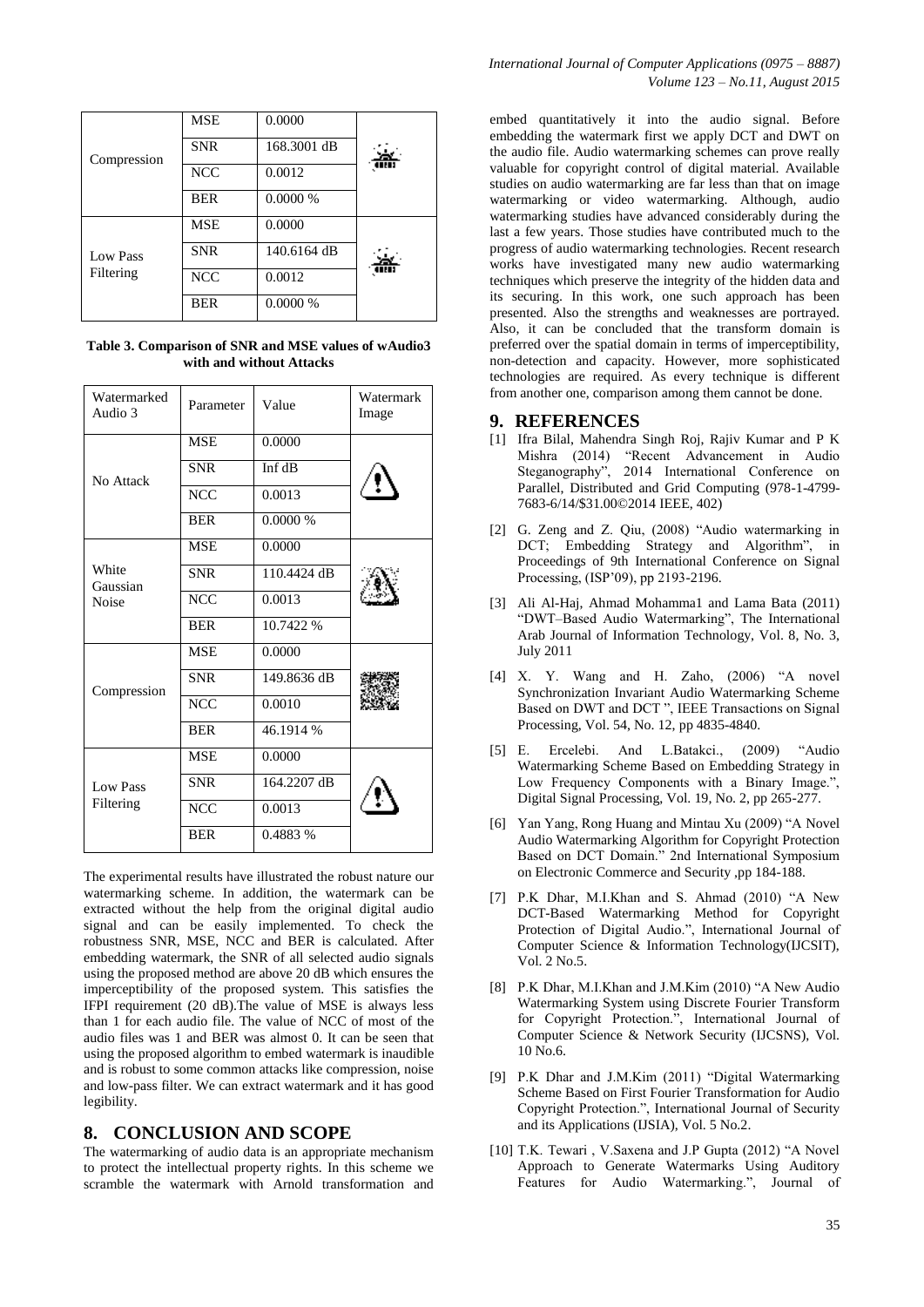| | | | |
|---|---|---|---|
| Compression | MSE | 0.0000 | |
| | SNR | 168.3001 dB | |
| | NCC | 0.0012 | |
| | BER | 0.0000 % | |
| Low Pass Filtering | MSE | 0.0000 | |
| | SNR | 140.6164 dB | |
| | NCC | 0.0012 | |
| | BER | 0.0000 % | |

**Table 3. Comparison of SNR and MSE values of wAudio3 with and without Attacks**

| Watermarked Audio 3 | Parameter | Value | Watermark Image |
|---|---|---|---|
| No Attack | MSE | 0.0000 | |
| | SNR | Inf dB | |
| | NCC | 0.0013 | |
| | BER | 0.0000 % | |
| White Gaussian Noise | MSE | 0.0000 | |
| | SNR | 110.4424 dB | |
| | NCC | 0.0013 | |
| | BER | 10.7422 % | |
| Compression | MSE | 0.0000 | |
| | SNR | 149.8636 dB | |
| | NCC | 0.0010 | |
| | BER | 46.1914 % | |
| Low Pass Filtering | MSE | 0.0000 | |
| | SNR | 164.2207 dB | |
| | NCC | 0.0013 | |
| | BER | 0.4883 % | |

The experimental results have illustrated the robust nature our watermarking scheme. In addition, the watermark can be extracted without the help from the original digital audio signal and can be easily implemented. To check the robustness SNR, MSE, NCC and BER is calculated. After embedding watermark, the SNR of all selected audio signals using the proposed method are above 20 dB which ensures the imperceptibility of the proposed system. This satisfies the IFPI requirement (20 dB).The value of MSE is always less than 1 for each audio file. The value of NCC of most of the audio files was 1 and BER was almost 0. It can be seen that using the proposed algorithm to embed watermark is inaudible and is robust to some common attacks like compression, noise and low-pass filter. We can extract watermark and it has good legibility.

## 8. CONCLUSION AND SCOPE

The watermarking of audio data is an appropriate mechanism to protect the intellectual property rights. In this scheme we scramble the watermark with Arnold transformation and embed quantitatively it into the audio signal. Before embedding the watermark first we apply DCT and DWT on the audio file. Audio watermarking schemes can prove really valuable for copyright control of digital material. Available studies on audio watermarking are far less than that on image watermarking or video watermarking. Although, audio watermarking studies have advanced considerably during the last a few years. Those studies have contributed much to the progress of audio watermarking technologies. Recent research works have investigated many new audio watermarking techniques which preserve the integrity of the hidden data and its securing. In this work, one such approach has been presented. Also the strengths and weaknesses are portrayed. Also, it can be concluded that the transform domain is preferred over the spatial domain in terms of imperceptibility, non-detection and capacity. However, more sophisticated technologies are required. As every technique is different from another one, comparison among them cannot be done.

## 9. REFERENCES

[1] Ifra Bilal, Mahendra Singh Roj, Rajiv Kumar and P K Mishra (2014) "Recent Advancement in Audio Steganography", 2014 International Conference on Parallel, Distributed and Grid Computing (978-1-4799-7683-6/14/$31.00©2014 IEEE, 402)

[2] G. Zeng and Z. Qiu, (2008) "Audio watermarking in DCT; Embedding Strategy and Algorithm", in Proceedings of 9th International Conference on Signal Processing, (ISP'09), pp 2193-2196.

[3] Ali Al-Haj, Ahmad Mohamma1 and Lama Bata (2011) "DWT–Based Audio Watermarking", The International Arab Journal of Information Technology, Vol. 8, No. 3, July 2011

[4] X. Y. Wang and H. Zaho, (2006) "A novel Synchronization Invariant Audio Watermarking Scheme Based on DWT and DCT ", IEEE Transactions on Signal Processing, Vol. 54, No. 12, pp 4835-4840.

[5] E. Ercelebi. And L.Batakci., (2009) "Audio Watermarking Scheme Based on Embedding Strategy in Low Frequency Components with a Binary Image.", Digital Signal Processing, Vol. 19, No. 2, pp 265-277.

[6] Yan Yang, Rong Huang and Mintau Xu (2009) "A Novel Audio Watermarking Algorithm for Copyright Protection Based on DCT Domain." 2nd International Symposium on Electronic Commerce and Security ,pp 184-188.

[7] P.K Dhar, M.I.Khan and S. Ahmad (2010) "A New DCT-Based Watermarking Method for Copyright Protection of Digital Audio.", International Journal of Computer Science & Information Technology(IJCSIT), Vol. 2 No.5.

[8] P.K Dhar, M.I.Khan and J.M.Kim (2010) "A New Audio Watermarking System using Discrete Fourier Transform for Copyright Protection.", International Journal of Computer Science & Network Security (IJCSNS), Vol. 10 No.6.

[9] P.K Dhar and J.M.Kim (2011) "Digital Watermarking Scheme Based on First Fourier Transformation for Audio Copyright Protection.", International Journal of Security and its Applications (IJSIA), Vol. 5 No.2.

[10] T.K. Tewari , V.Saxena and J.P Gupta (2012) "A Novel Approach to Generate Watermarks Using Auditory Features for Audio Watermarking.", Journal of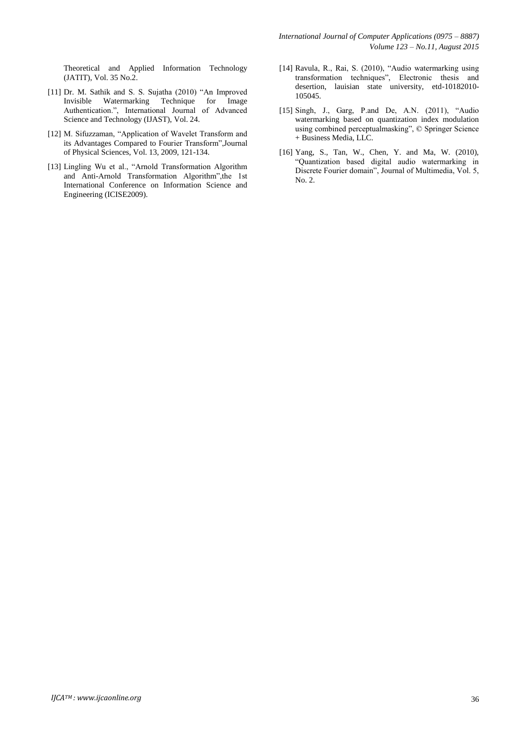Theoretical and Applied Information Technology (JATIT), Vol. 35 No.2.

[11] Dr. M. Sathik and S. S. Sujatha (2010) "An Improved Invisible Watermarking Technique for Image Authentication.", International Journal of Advanced Science and Technology (IJAST), Vol. 24.

[12] M. Sifuzzaman, "Application of Wavelet Transform and its Advantages Compared to Fourier Transform",Journal of Physical Sciences, Vol. 13, 2009, 121-134.

[13] Lingling Wu et al., "Arnold Transformation Algorithm and Anti-Arnold Transformation Algorithm",the 1st International Conference on Information Science and Engineering (ICISE2009).

[14] Ravula, R., Rai, S. (2010), "Audio watermarking using transformation techniques", Electronic thesis and desertion, lauisian state university, etd-10182010-105045.

[15] Singh, J., Garg, P.and De, A.N. (2011), "Audio watermarking based on quantization index modulation using combined perceptualmasking", © Springer Science + Business Media, LLC.

[16] Yang, S., Tan, W., Chen, Y. and Ma, W. (2010), "Quantization based digital audio watermarking in Discrete Fourier domain", Journal of Multimedia, Vol. 5, No. 2.